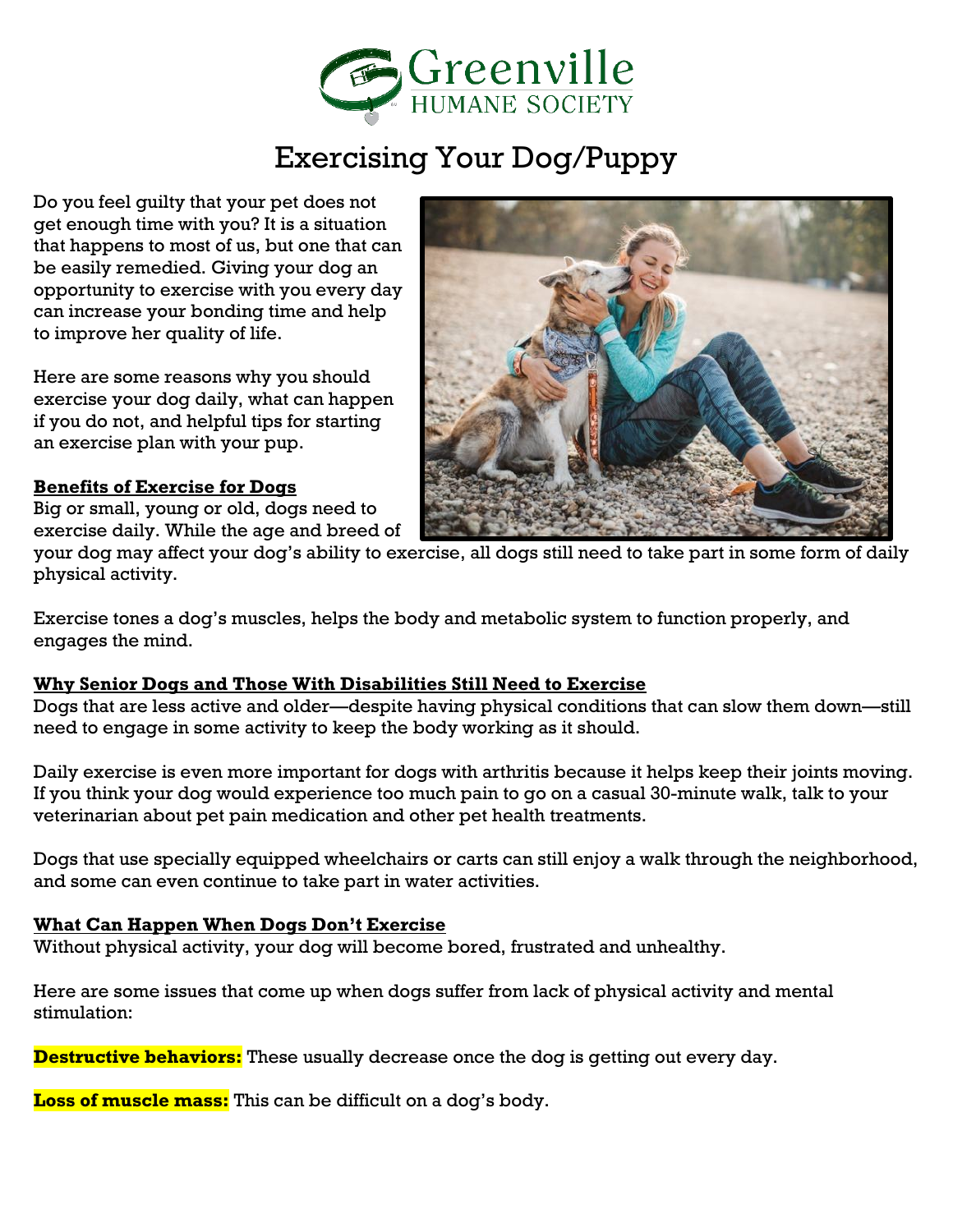Greenville HUMANE SOCIETY

# Exercising Your Dog/Puppy

Do you feel guilty that your pet does not get enough time with you? It is a situation that happens to most of us, but one that can be easily remedied. Giving your dog an opportunity to exercise with you every day can increase your bonding time and help to improve her quality of life.

Here are some reasons why you should exercise your dog daily, what can happen if you do not, and helpful tips for starting an exercise plan with your pup.

## Benefits of Exercise for Dogs

Big or small, young or old, dogs need to exercise daily. While the age and breed of your dog may affect your dog's ability to exercise, all dogs still need to take part in some form of daily physical activity.

Exercise tones a dog's muscles, helps the body and metabolic system to function properly, and engages the mind.

## Why Senior Dogs and Those With Disabilities Still Need to Exercise

Dogs that are less active and older—despite having physical conditions that can slow them down—still need to engage in some activity to keep the body working as it should.

Daily exercise is even more important for dogs with arthritis because it helps keep their joints moving. If you think your dog would experience too much pain to go on a casual 30-minute walk, talk to your veterinarian about pet pain medication and other pet health treatments.

Dogs that use specially equipped wheelchairs or carts can still enjoy a walk through the neighborhood, and some can even continue to take part in water activities.

## What Can Happen When Dogs Don't Exercise

Without physical activity, your dog will become bored, frustrated and unhealthy.

Here are some issues that come up when dogs suffer from lack of physical activity and mental stimulation:

**Destructive behaviors:** These usually decrease once the dog is getting out every day.

**Loss of muscle mass:** This can be difficult on a dog's body.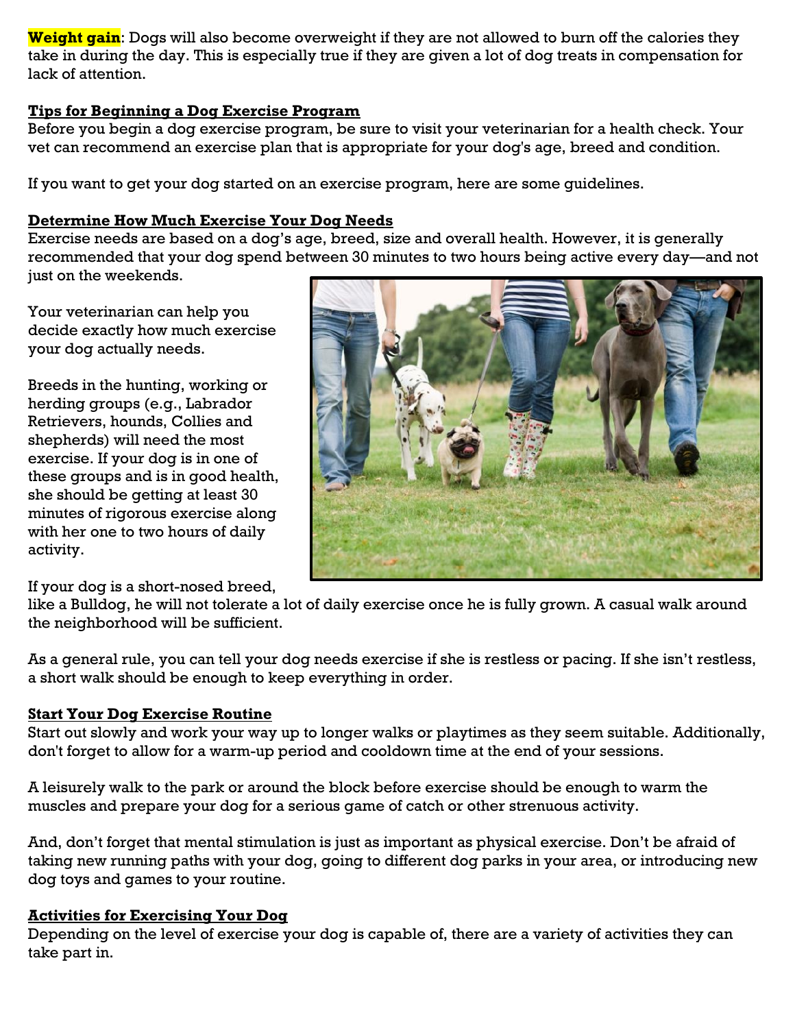**Weight gain**: Dogs will also become overweight if they are not allowed to burn off the calories they take in during the day. This is especially true if they are given a lot of dog treats in compensation for lack of attention.

## Tips for Beginning a Dog Exercise Program

Before you begin a dog exercise program, be sure to visit your veterinarian for a health check. Your vet can recommend an exercise plan that is appropriate for your dog's age, breed and condition.

If you want to get your dog started on an exercise program, here are some guidelines.

## Determine How Much Exercise Your Dog Needs

Exercise needs are based on a dog's age, breed, size and overall health. However, it is generally recommended that your dog spend between 30 minutes to two hours being active every day—and not just on the weekends.

Your veterinarian can help you decide exactly how much exercise your dog actually needs.

Breeds in the hunting, working or herding groups (e.g., Labrador Retrievers, hounds, Collies and shepherds) will need the most exercise. If your dog is in one of these groups and is in good health, she should be getting at least 30 minutes of rigorous exercise along with her one to two hours of daily activity.

If your dog is a short-nosed breed, like a Bulldog, he will not tolerate a lot of daily exercise once he is fully grown. A casual walk around the neighborhood will be sufficient.

As a general rule, you can tell your dog needs exercise if she is restless or pacing. If she isn't restless, a short walk should be enough to keep everything in order.

## Start Your Dog Exercise Routine

Start out slowly and work your way up to longer walks or playtimes as they seem suitable. Additionally, don't forget to allow for a warm-up period and cooldown time at the end of your sessions.

A leisurely walk to the park or around the block before exercise should be enough to warm the muscles and prepare your dog for a serious game of catch or other strenuous activity.

And, don't forget that mental stimulation is just as important as physical exercise. Don't be afraid of taking new running paths with your dog, going to different dog parks in your area, or introducing new dog toys and games to your routine.

## Activities for Exercising Your Dog

Depending on the level of exercise your dog is capable of, there are a variety of activities they can take part in.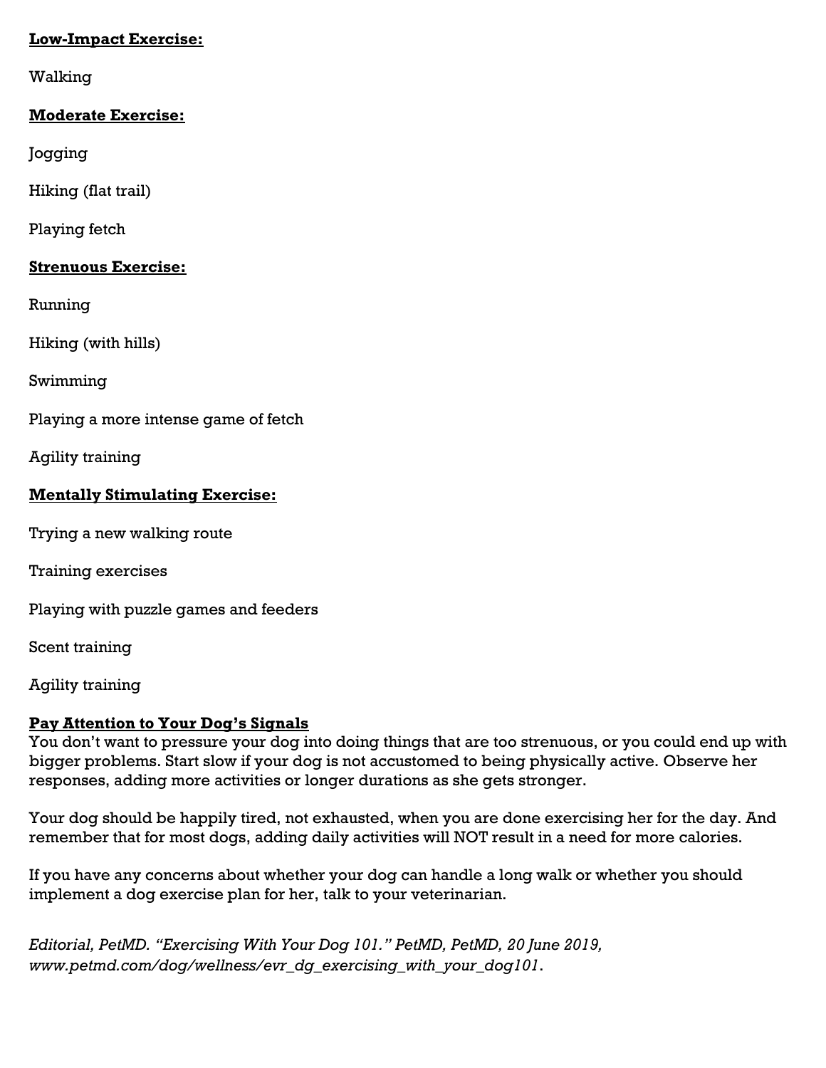**Low-Impact Exercise:**

Walking

**Moderate Exercise:**

Jogging

Hiking (flat trail)

Playing fetch

**Strenuous Exercise:**

Running

Hiking (with hills)

Swimming

Playing a more intense game of fetch

Agility training

**Mentally Stimulating Exercise:**

Trying a new walking route

Training exercises

Playing with puzzle games and feeders

Scent training

Agility training

**Pay Attention to Your Dog's Signals**

You don't want to pressure your dog into doing things that are too strenuous, or you could end up with bigger problems. Start slow if your dog is not accustomed to being physically active. Observe her responses, adding more activities or longer durations as she gets stronger.

Your dog should be happily tired, not exhausted, when you are done exercising her for the day. And remember that for most dogs, adding daily activities will NOT result in a need for more calories.

If you have any concerns about whether your dog can handle a long walk or whether you should implement a dog exercise plan for her, talk to your veterinarian.

*Editorial, PetMD. "Exercising With Your Dog 101." PetMD, PetMD, 20 June 2019, www.petmd.com/dog/wellness/evr_dg_exercising_with_your_dog101*.